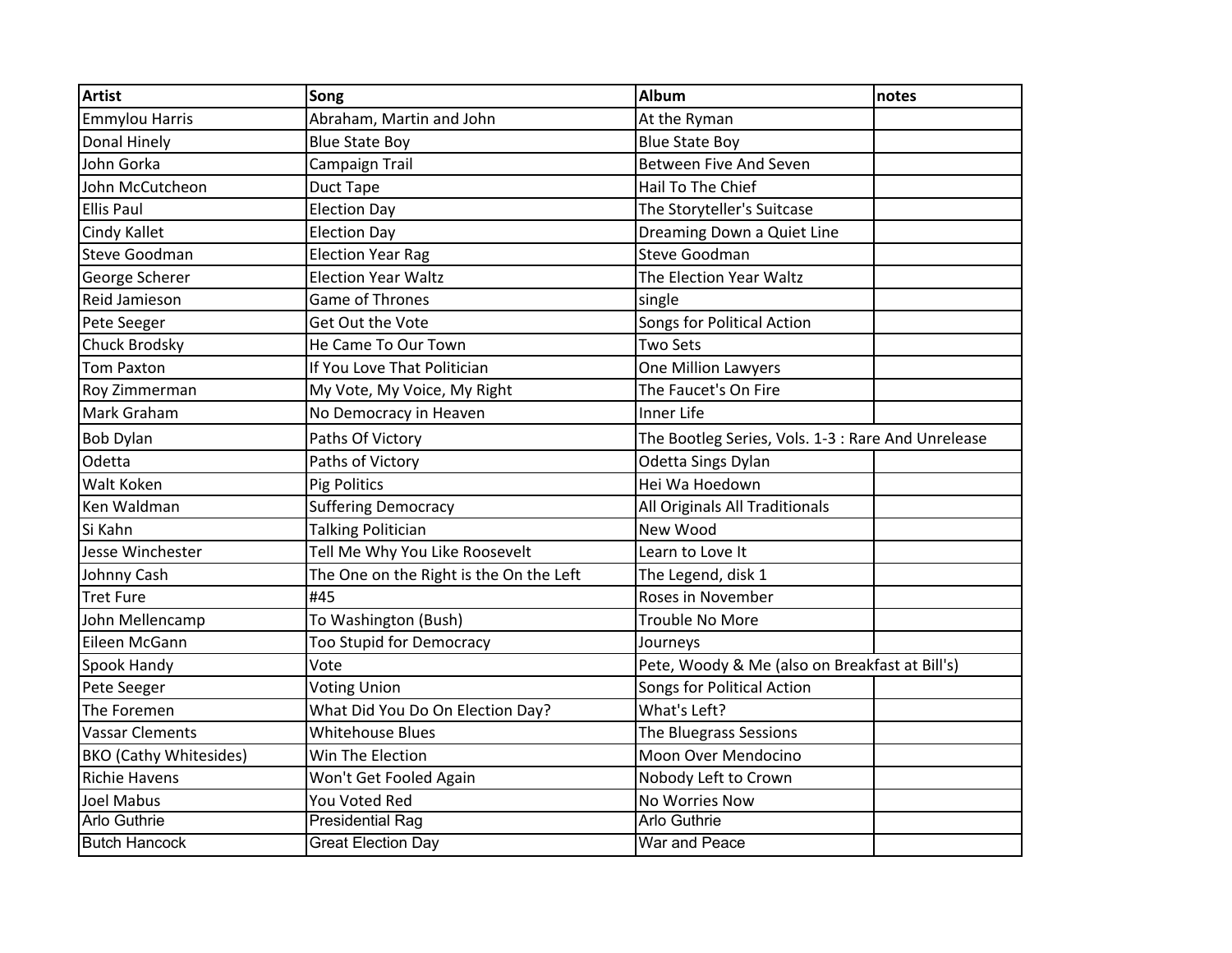| Artist | Song | Album | notes |
|---|---|---|---|
| Emmylou Harris | Abraham, Martin and John | At the Ryman | |
| Donal Hinely | Blue State Boy | Blue State Boy | |
| John Gorka | Campaign Trail | Between Five And Seven | |
| John McCutcheon | Duct Tape | Hail To The Chief | |
| Ellis Paul | Election Day | The Storyteller's Suitcase | |
| Cindy Kallet | Election Day | Dreaming Down a Quiet Line | |
| Steve Goodman | Election Year Rag | Steve Goodman | |
| George Scherer | Election Year Waltz | The Election Year Waltz | |
| Reid Jamieson | Game of Thrones | single | |
| Pete Seeger | Get Out the Vote | Songs for Political Action | |
| Chuck Brodsky | He Came To Our Town | Two Sets | |
| Tom Paxton | If You Love That Politician | One Million Lawyers | |
| Roy Zimmerman | My Vote, My Voice, My Right | The Faucet's On Fire | |
| Mark Graham | No Democracy in Heaven | Inner Life | |
| Bob Dylan | Paths Of Victory | The Bootleg Series, Vols. 1-3 : Rare And Unrelease | |
| Odetta | Paths of Victory | Odetta Sings Dylan | |
| Walt Koken | Pig Politics | Hei Wa Hoedown | |
| Ken Waldman | Suffering Democracy | All Originals All Traditionals | |
| Si Kahn | Talking Politician | New Wood | |
| Jesse Winchester | Tell Me Why You Like Roosevelt | Learn to Love It | |
| Johnny Cash | The One on the Right is the On the Left | The Legend, disk 1 | |
| Tret Fure | #45 | Roses in November | |
| John Mellencamp | To Washington (Bush) | Trouble No More | |
| Eileen McGann | Too Stupid for Democracy | Journeys | |
| Spook Handy | Vote | Pete, Woody & Me (also on Breakfast at Bill's) | |
| Pete Seeger | Voting Union | Songs for Political Action | |
| The Foremen | What Did You Do On Election Day? | What's Left? | |
| Vassar Clements | Whitehouse Blues | The Bluegrass Sessions | |
| BKO (Cathy Whitesides) | Win The Election | Moon Over Mendocino | |
| Richie Havens | Won't Get Fooled Again | Nobody Left to Crown | |
| Joel Mabus | You Voted Red | No Worries Now | |
| Arlo Guthrie | Presidential Rag | Arlo Guthrie | |
| Butch Hancock | Great Election Day | War and Peace | |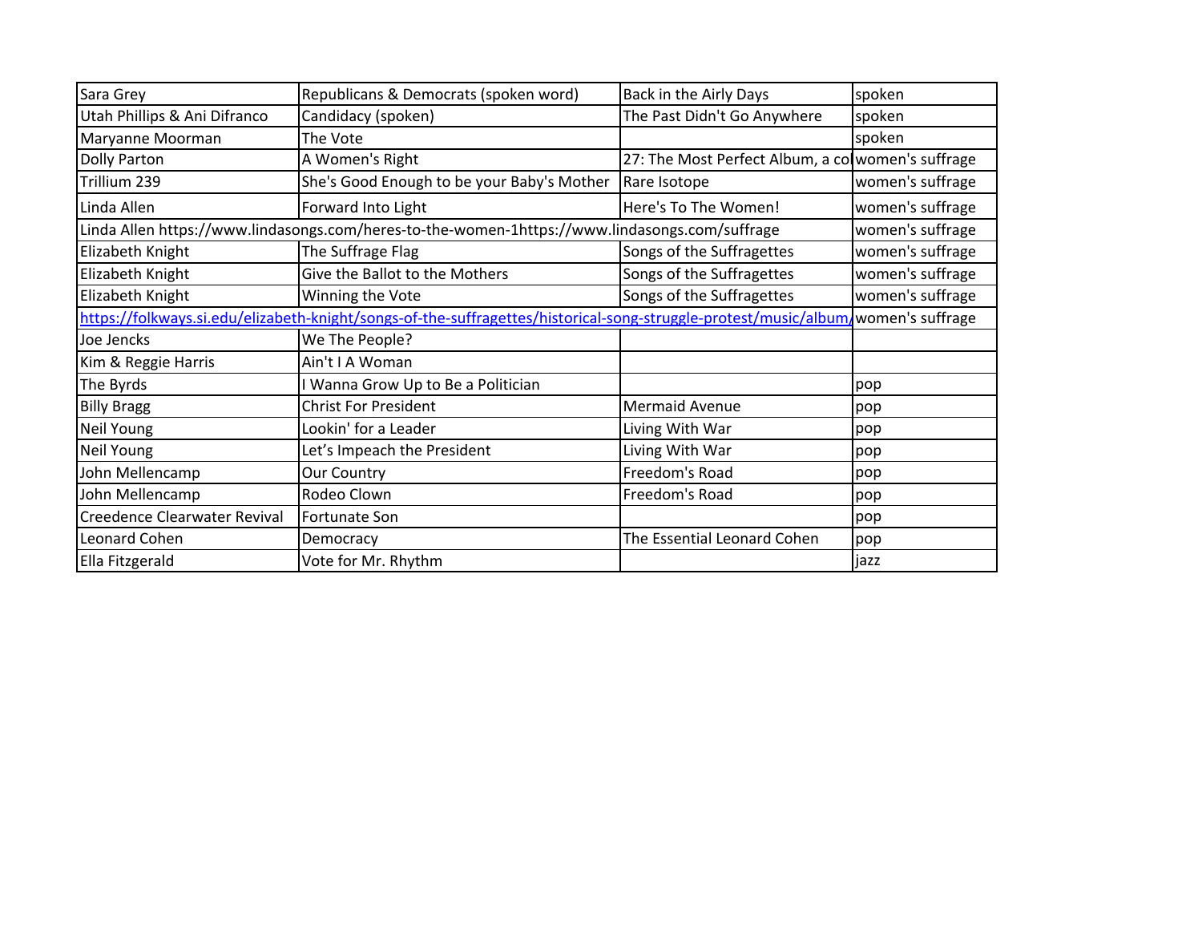| | | | |
|---|---|---|---|
| Sara Grey | Republicans & Democrats (spoken word) | Back in the Airly Days | spoken |
| Utah Phillips & Ani Difranco | Candidacy (spoken) | The Past Didn't Go Anywhere | spoken |
| Maryanne Moorman | The Vote | | spoken |
| Dolly Parton | A Women's Right | 27: The Most Perfect Album, a co | women's suffrage |
| Trillium 239 | She's Good Enough to be your Baby's Mother | Rare Isotope | women's suffrage |
| Linda Allen | Forward Into Light | Here's To The Women! | women's suffrage |
| Linda Allen https://www.lindasongs.com/heres-to-the-women-1https://www.lindasongs.com/suffrage | | | women's suffrage |
| Elizabeth Knight | The Suffrage Flag | Songs of the Suffragettes | women's suffrage |
| Elizabeth Knight | Give the Ballot to the Mothers | Songs of the Suffragettes | women's suffrage |
| Elizabeth Knight | Winning the Vote | Songs of the Suffragettes | women's suffrage |
| https://folkways.si.edu/elizabeth-knight/songs-of-the-suffragettes/historical-song-struggle-protest/music/album/ | | | women's suffrage |
| Joe Jencks | We The People? | | |
| Kim & Reggie Harris | Ain't I A Woman | | |
| The Byrds | I Wanna Grow Up to Be a Politician | | pop |
| Billy Bragg | Christ For President | Mermaid Avenue | pop |
| Neil Young | Lookin' for a Leader | Living With War | pop |
| Neil Young | Let's Impeach the President | Living With War | pop |
| John Mellencamp | Our Country | Freedom's Road | pop |
| John Mellencamp | Rodeo Clown | Freedom's Road | pop |
| Creedence Clearwater Revival | Fortunate Son | | pop |
| Leonard Cohen | Democracy | The Essential Leonard Cohen | pop |
| Ella Fitzgerald | Vote for Mr. Rhythm | | jazz |